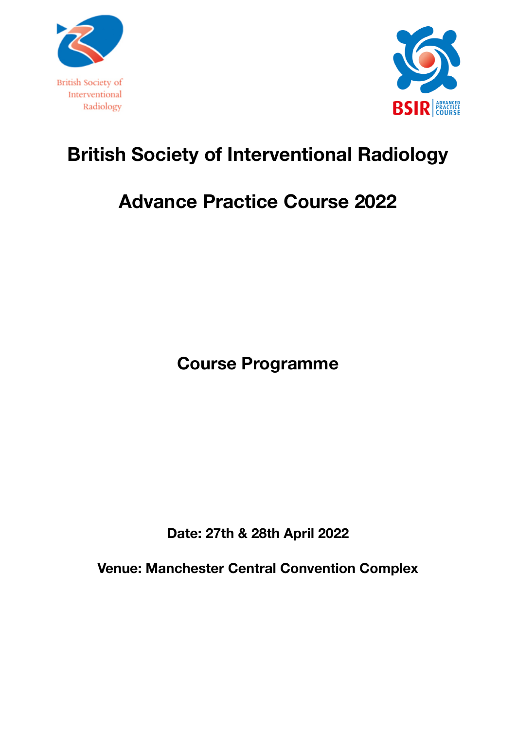British Society of Interventional Radiology

BSIR ADVANCED PRACTICE COURSE

# British Society of Interventional Radiology

# Advance Practice Course 2022

## Course Programme

**Date: 27th & 28th April 2022**

**Venue: Manchester Central Convention Complex**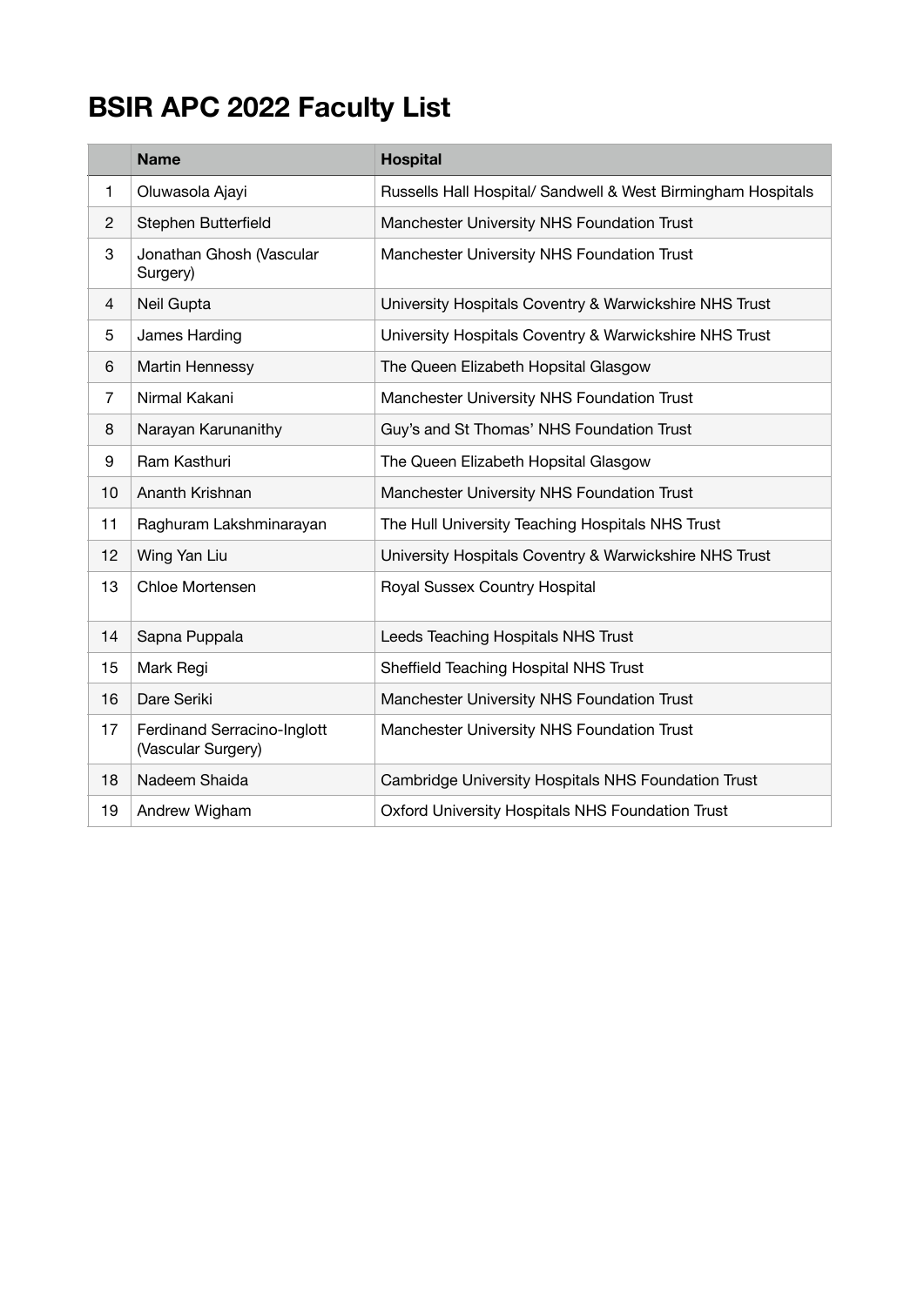# BSIR APC 2022 Faculty List

| | Name | Hospital |
|---|---|---|
| 1 | Oluwasola Ajayi | Russells Hall Hospital/ Sandwell & West Birmingham Hospitals |
| 2 | Stephen Butterfield | Manchester University NHS Foundation Trust |
| 3 | Jonathan Ghosh (Vascular Surgery) | Manchester University NHS Foundation Trust |
| 4 | Neil Gupta | University Hospitals Coventry & Warwickshire NHS Trust |
| 5 | James Harding | University Hospitals Coventry & Warwickshire NHS Trust |
| 6 | Martin Hennessy | The Queen Elizabeth Hopsital Glasgow |
| 7 | Nirmal Kakani | Manchester University NHS Foundation Trust |
| 8 | Narayan Karunanithy | Guy's and St Thomas' NHS Foundation Trust |
| 9 | Ram Kasthuri | The Queen Elizabeth Hopsital Glasgow |
| 10 | Ananth Krishnan | Manchester University NHS Foundation Trust |
| 11 | Raghuram Lakshminarayan | The Hull University Teaching Hospitals NHS Trust |
| 12 | Wing Yan Liu | University Hospitals Coventry & Warwickshire NHS Trust |
| 13 | Chloe Mortensen | Royal Sussex Country Hospital |
| 14 | Sapna Puppala | Leeds Teaching Hospitals NHS Trust |
| 15 | Mark Regi | Sheffield Teaching Hospital NHS Trust |
| 16 | Dare Seriki | Manchester University NHS Foundation Trust |
| 17 | Ferdinand Serracino-Inglott (Vascular Surgery) | Manchester University NHS Foundation Trust |
| 18 | Nadeem Shaida | Cambridge University Hospitals NHS Foundation Trust |
| 19 | Andrew Wigham | Oxford University Hospitals NHS Foundation Trust |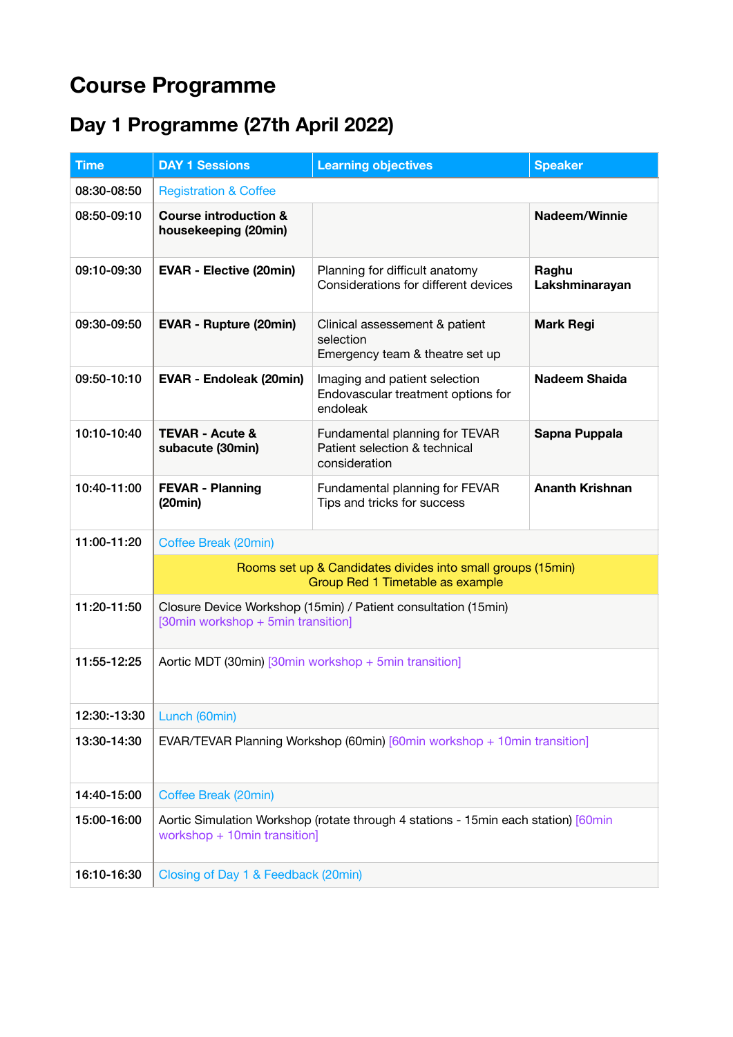# Course Programme

## Day 1 Programme (27th April 2022)

| Time | DAY 1 Sessions | Learning objectives | Speaker |
|---|---|---|---|
| 08:30-08:50 | Registration & Coffee | | |
| 08:50-09:10 | **Course introduction & housekeeping (20min)** | | **Nadeem/Winnie** |
| 09:10-09:30 | **EVAR - Elective (20min)** | Planning for difficult anatomy<br>Considerations for different devices | **Raghu Lakshminarayan** |
| 09:30-09:50 | **EVAR - Rupture (20min)** | Clinical assessement & patient selection<br>Emergency team & theatre set up | **Mark Regi** |
| 09:50-10:10 | **EVAR - Endoleak (20min)** | Imaging and patient selection<br>Endovascular treatment options for endoleak | **Nadeem Shaida** |
| 10:10-10:40 | **TEVAR - Acute & subacute (30min)** | Fundamental planning for TEVAR<br>Patient selection & technical consideration | **Sapna Puppala** |
| 10:40-11:00 | **FEVAR - Planning (20min)** | Fundamental planning for FEVAR<br>Tips and tricks for success | **Ananth Krishnan** |
| 11:00-11:20 | Coffee Break (20min) | | |
| | Rooms set up & Candidates divides into small groups (15min)<br>Group Red 1 Timetable as example | | |
| 11:20-11:50 | Closure Device Workshop (15min) / Patient consultation (15min) [30min workshop + 5min transition] | | |
| 11:55-12:25 | Aortic MDT (30min) [30min workshop + 5min transition] | | |
| 12:30:-13:30 | Lunch (60min) | | |
| 13:30-14:30 | EVAR/TEVAR Planning Workshop (60min) [60min workshop + 10min transition] | | |
| 14:40-15:00 | Coffee Break (20min) | | |
| 15:00-16:00 | Aortic Simulation Workshop (rotate through 4 stations - 15min each station) [60min workshop + 10min transition] | | |
| 16:10-16:30 | Closing of Day 1 & Feedback (20min) | | |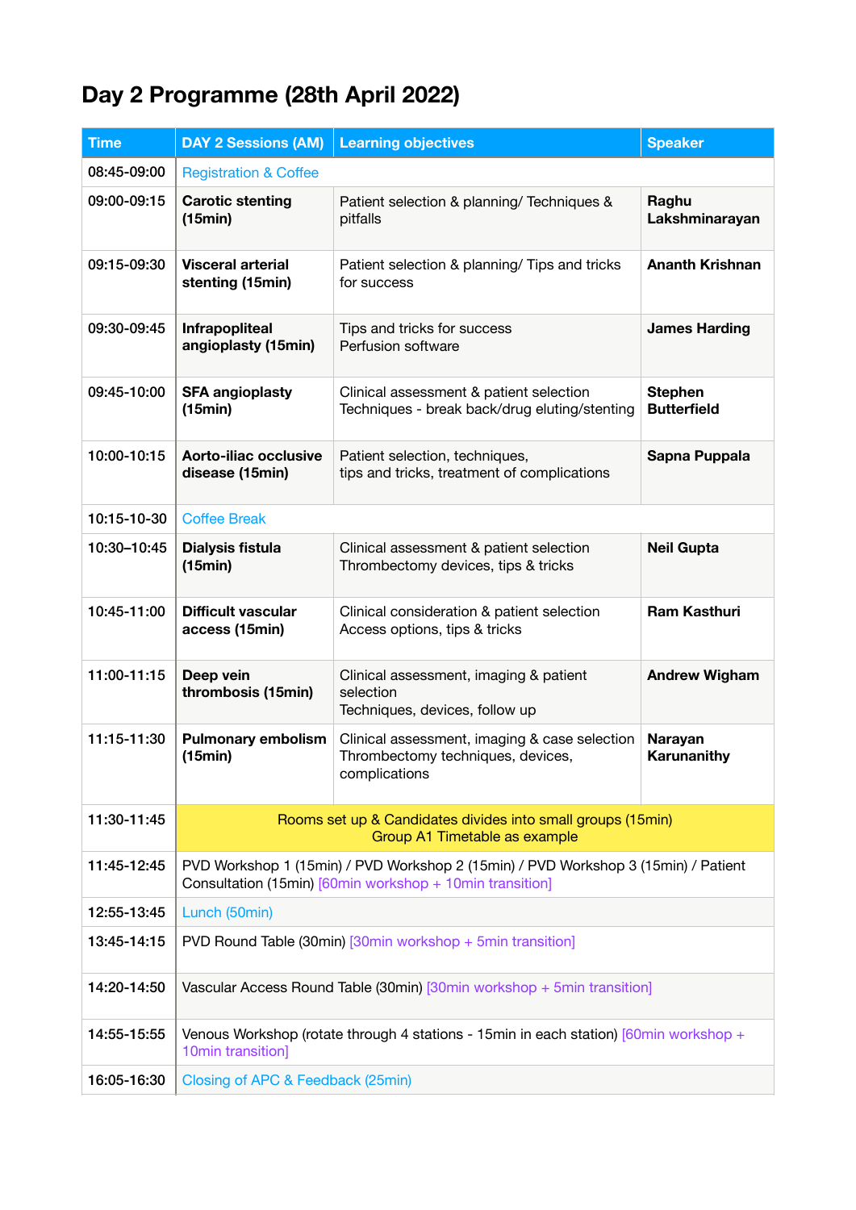# Day 2 Programme (28th April 2022)

| Time | DAY 2 Sessions (AM) | Learning objectives | Speaker |
|---|---|---|---|
| 08:45-09:00 | Registration & Coffee | | |
| 09:00-09:15 | **Carotic stenting (15min)** | Patient selection & planning/ Techniques & pitfalls | **Raghu Lakshminarayan** |
| 09:15-09:30 | **Visceral arterial stenting (15min)** | Patient selection & planning/ Tips and tricks for success | **Ananth Krishnan** |
| 09:30-09:45 | **Infrapopliteal angioplasty (15min)** | Tips and tricks for success<br>Perfusion software | **James Harding** |
| 09:45-10:00 | **SFA angioplasty (15min)** | Clinical assessment & patient selection<br>Techniques - break back/drug eluting/stenting | **Stephen Butterfield** |
| 10:00-10:15 | **Aorto-iliac occlusive disease (15min)** | Patient selection, techniques,<br>tips and tricks, treatment of complications | **Sapna Puppala** |
| 10:15-10-30 | Coffee Break | | |
| 10:30–10:45 | **Dialysis fistula (15min)** | Clinical assessment & patient selection<br>Thrombectomy devices, tips & tricks | **Neil Gupta** |
| 10:45-11:00 | **Difficult vascular access (15min)** | Clinical consideration & patient selection<br>Access options, tips & tricks | **Ram Kasthuri** |
| 11:00-11:15 | **Deep vein thrombosis (15min)** | Clinical assessment, imaging & patient selection<br>Techniques, devices, follow up | **Andrew Wigham** |
| 11:15-11:30 | **Pulmonary embolism (15min)** | Clinical assessment, imaging & case selection<br>Thrombectomy techniques, devices, complications | **Narayan Karunanithy** |
| 11:30-11:45 | Rooms set up & Candidates divides into small groups (15min)<br>Group A1 Timetable as example | | |
| 11:45-12:45 | PVD Workshop 1 (15min) / PVD Workshop 2 (15min) / PVD Workshop 3 (15min) / Patient Consultation (15min) [60min workshop + 10min transition] | | |
| 12:55-13:45 | Lunch (50min) | | |
| 13:45-14:15 | PVD Round Table (30min) [30min workshop + 5min transition] | | |
| 14:20-14:50 | Vascular Access Round Table (30min) [30min workshop + 5min transition] | | |
| 14:55-15:55 | Venous Workshop (rotate through 4 stations - 15min in each station) [60min workshop + 10min transition] | | |
| 16:05-16:30 | Closing of APC & Feedback (25min) | | |